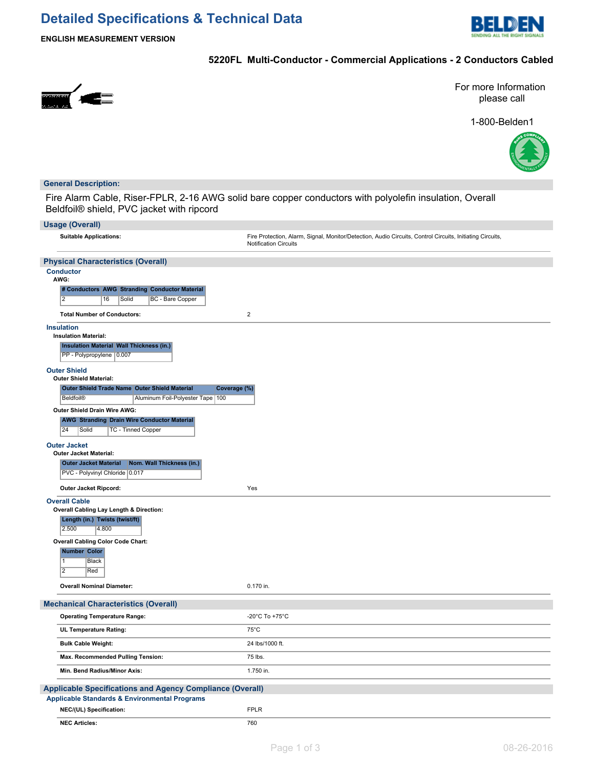# Detailed Specifications & Technical Data

**ENGLISH MEASUREMENT VERSION**

## 5220FL Multi-Conductor - Commercial Applications - 2 Conductors Cabled

For more Information please call

1-800-Belden1

## General Description:

Fire Alarm Cable, Riser-FPLR, 2-16 AWG solid bare copper conductors with polyolefin insulation, Overall Beldfoil® shield, PVC jacket with ripcord

## Usage (Overall)

**Suitable Applications:** Fire Protection, Alarm, Signal, Monitor/Detection, Audio Circuits, Control Circuits, Initiating Circuits, Notification Circuits

## Physical Characteristics (Overall)

### Conductor

**AWG:**

| # Conductors | AWG | Stranding | Conductor Material |
|---|---|---|---|
| 2 | 16 | Solid | BC - Bare Copper |

**Total Number of Conductors:** 2

### Insulation

**Insulation Material:**

| Insulation Material | Wall Thickness (in.) |
|---|---|
| PP - Polypropylene | 0.007 |

### Outer Shield

**Outer Shield Material:**

| Outer Shield Trade Name | Outer Shield Material | Coverage (%) |
|---|---|---|
| Beldfoil® | Aluminum Foil-Polyester Tape | 100 |

**Outer Shield Drain Wire AWG:**

| AWG | Stranding | Drain Wire Conductor Material |
|---|---|---|
| 24 | Solid | TC - Tinned Copper |

### Outer Jacket

**Outer Jacket Material:**

| Outer Jacket Material | Nom. Wall Thickness (in.) |
|---|---|
| PVC - Polyvinyl Chloride | 0.017 |

**Outer Jacket Ripcord:** Yes

### Overall Cable

**Overall Cabling Lay Length & Direction:**

| Length (in.) | Twists (twist/ft) |
|---|---|
| 2.500 | 4.800 |

**Overall Cabling Color Code Chart:**

| Number | Color |
|---|---|
| 1 | Black |
| 2 | Red |

**Overall Nominal Diameter:** 0.170 in.

## Mechanical Characteristics (Overall)

| | |
|---|---|
| **Operating Temperature Range:** | -20°C To +75°C |
| **UL Temperature Rating:** | 75°C |
| **Bulk Cable Weight:** | 24 lbs/1000 ft. |
| **Max. Recommended Pulling Tension:** | 75 lbs. |
| **Min. Bend Radius/Minor Axis:** | 1.750 in. |

## Applicable Specifications and Agency Compliance (Overall)

### Applicable Standards & Environmental Programs

| | |
|---|---|
| **NEC/(UL) Specification:** | FPLR |
| **NEC Articles:** | 760 |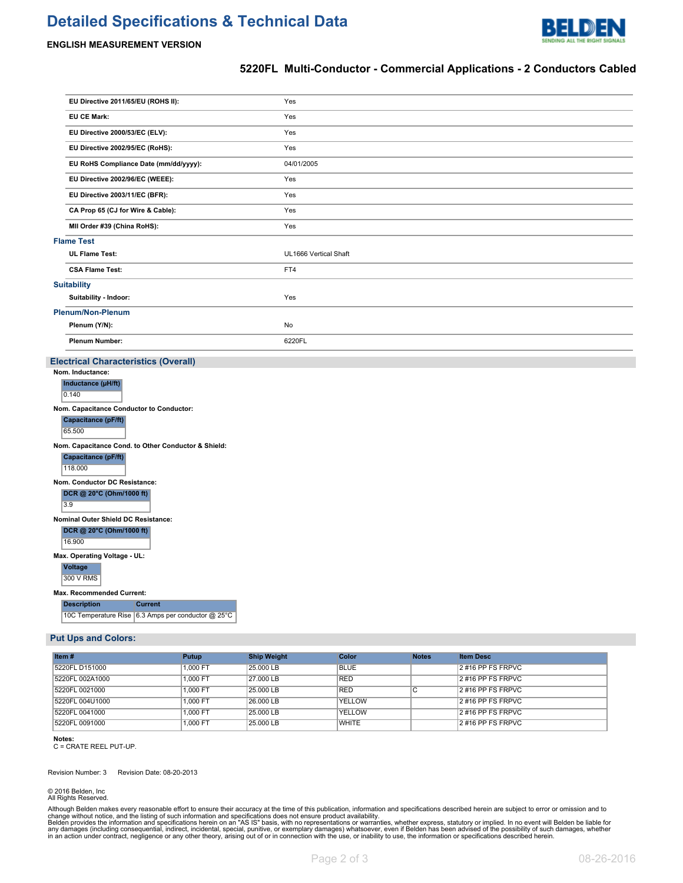# Detailed Specifications & Technical Data

**ENGLISH MEASUREMENT VERSION**

## 5220FL Multi-Conductor - Commercial Applications - 2 Conductors Cabled

| | |
|---|---|
| **EU Directive 2011/65/EU (ROHS II):** | Yes |
| **EU CE Mark:** | Yes |
| **EU Directive 2000/53/EC (ELV):** | Yes |
| **EU Directive 2002/95/EC (RoHS):** | Yes |
| **EU RoHS Compliance Date (mm/dd/yyyy):** | 04/01/2005 |
| **EU Directive 2002/96/EC (WEEE):** | Yes |
| **EU Directive 2003/11/EC (BFR):** | Yes |
| **CA Prop 65 (CJ for Wire & Cable):** | Yes |
| **MII Order #39 (China RoHS):** | Yes |

### Flame Test

| | |
|---|---|
| **UL Flame Test:** | UL1666 Vertical Shaft |
| **CSA Flame Test:** | FT4 |

### Suitability

| | |
|---|---|
| **Suitability - Indoor:** | Yes |

### Plenum/Non-Plenum

| | |
|---|---|
| **Plenum (Y/N):** | No |
| **Plenum Number:** | 6220FL |

## Electrical Characteristics (Overall)

**Nom. Inductance:**

| Inductance (µH/ft) |
|---|
| 0.140 |

**Nom. Capacitance Conductor to Conductor:**

| Capacitance (pF/ft) |
|---|
| 65.500 |

**Nom. Capacitance Cond. to Other Conductor & Shield:**

| Capacitance (pF/ft) |
|---|
| 118.000 |

**Nom. Conductor DC Resistance:**

| DCR @ 20°C (Ohm/1000 ft) |
|---|
| 3.9 |

**Nominal Outer Shield DC Resistance:**

| DCR @ 20°C (Ohm/1000 ft) |
|---|
| 16.900 |

**Max. Operating Voltage - UL:**

| Voltage |
|---|
| 300 V RMS |

**Max. Recommended Current:**

| Description | Current |
|---|---|
| 10C Temperature Rise | 6.3 Amps per conductor @ 25°C |

## Put Ups and Colors:

| Item # | Putup | Ship Weight | Color | Notes | Item Desc |
|---|---|---|---|---|---|
| 5220FL D151000 | 1,000 FT | 25.000 LB | BLUE | | 2 #16 PP FS FRPVC |
| 5220FL 002A1000 | 1,000 FT | 27.000 LB | RED | | 2 #16 PP FS FRPVC |
| 5220FL 0021000 | 1,000 FT | 25.000 LB | RED | C | 2 #16 PP FS FRPVC |
| 5220FL 004U1000 | 1,000 FT | 26.000 LB | YELLOW | | 2 #16 PP FS FRPVC |
| 5220FL 0041000 | 1,000 FT | 25.000 LB | YELLOW | | 2 #16 PP FS FRPVC |
| 5220FL 0091000 | 1,000 FT | 25.000 LB | WHITE | | 2 #16 PP FS FRPVC |

**Notes:**
C = CRATE REEL PUT-UP.

Revision Number: 3 Revision Date: 08-20-2013

© 2016 Belden, Inc
All Rights Reserved.

Although Belden makes every reasonable effort to ensure their accuracy at the time of this publication, information and specifications described herein are subject to error or omission and to change without notice, and the listing of such information and specifications does not ensure product availability.
Belden provides the information and specifications herein on an "AS IS" basis, with no representations or warranties, whether express, statutory or implied. In no event will Belden be liable for any damages (including consequential, indirect, incidental, special, punitive, or exemplary damages) whatsoever, even if Belden has been advised of the possibility of such damages, whether in an action under contract, negligence or any other theory, arising out of or in connection with the use, or inability to use, the information or specifications described herein.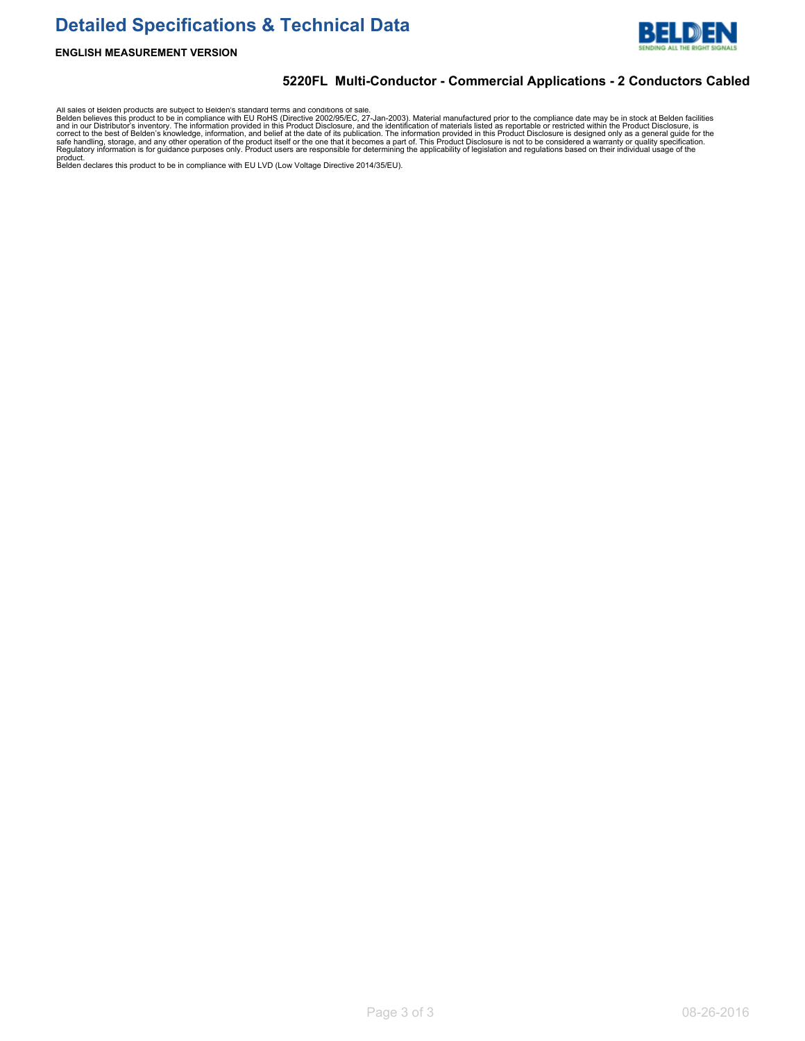All sales of Belden products are subject to Belden's standard terms and conditions of sale.
Belden believes this product to be in compliance with EU RoHS (Directive 2002/95/EC, 27-Jan-2003). Material manufactured prior to the compliance date may be in stock at Belden facilities and in our Distributor's inventory. The information provided in this Product Disclosure, and the identification of materials listed as reportable or restricted within the Product Disclosure, is correct to the best of Belden's knowledge, information, and belief at the date of its publication. The information provided in this Product Disclosure is designed only as a general guide for the safe handling, storage, and any other operation of the product itself or the one that it becomes a part of. This Product Disclosure is not to be considered a warranty or quality specification.
Regulatory information is for guidance purposes only. Product users are responsible for determining the applicability of legislation and regulations based on their individual usage of the product.
Belden declares this product to be in compliance with EU LVD (Low Voltage Directive 2014/35/EU).